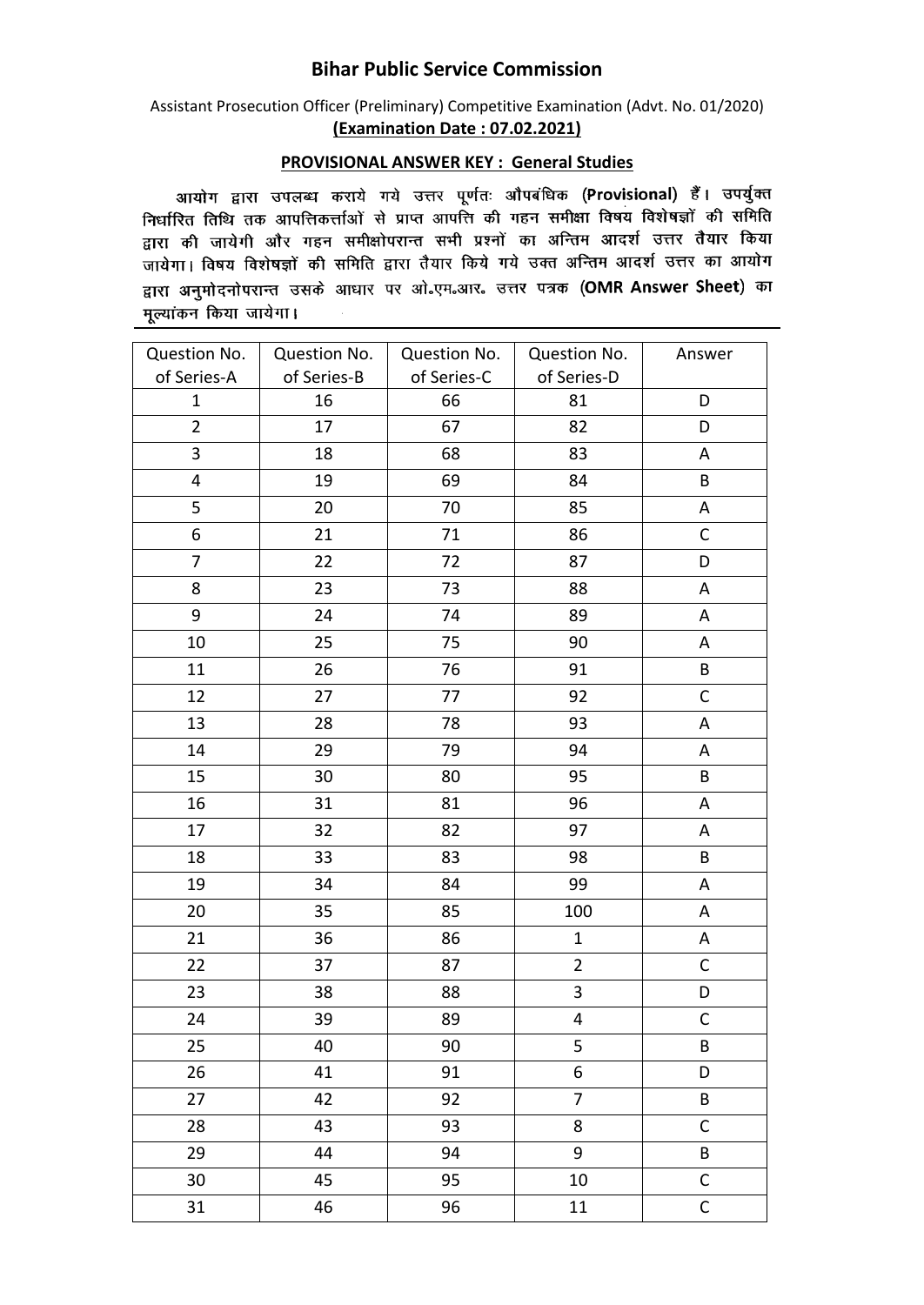# Bihar Public Service Commission

Assistant Prosecution Officer (Preliminary) Competitive Examination (Advt. No. 01/2020)

**(Examination Date : 07.02.2021)**

## PROVISIONAL ANSWER KEY : General Studies

आयोग द्वारा उपलब्ध कराये गये उत्तर पूर्णतः औपबंधिक (**Provisional**) हैं। उपर्युक्त निर्धारित तिथि तक आपत्तिकर्त्ताओं से प्राप्त आपत्ति की गहन समीक्षा विषय विशेषज्ञों की समिति द्वारा की जायेगी और गहन समीक्षोपरान्त सभी प्रश्नों का अन्तिम आदर्श उत्तर तैयार किया जायेगा। विषय विशेषज्ञों की समिति द्वारा तैयार किये गये उक्त अन्तिम आदर्श उत्तर का आयोग द्वारा अनुमोदनोपरान्त उसके आधार पर ओ॰एम॰आर॰ उत्तर पत्रक (**OMR Answer Sheet**) का मूल्यांकन किया जायेगा।

| Question No. of Series-A | Question No. of Series-B | Question No. of Series-C | Question No. of Series-D | Answer |
|---|---|---|---|---|
| 1 | 16 | 66 | 81 | D |
| 2 | 17 | 67 | 82 | D |
| 3 | 18 | 68 | 83 | A |
| 4 | 19 | 69 | 84 | B |
| 5 | 20 | 70 | 85 | A |
| 6 | 21 | 71 | 86 | C |
| 7 | 22 | 72 | 87 | D |
| 8 | 23 | 73 | 88 | A |
| 9 | 24 | 74 | 89 | A |
| 10 | 25 | 75 | 90 | A |
| 11 | 26 | 76 | 91 | B |
| 12 | 27 | 77 | 92 | C |
| 13 | 28 | 78 | 93 | A |
| 14 | 29 | 79 | 94 | A |
| 15 | 30 | 80 | 95 | B |
| 16 | 31 | 81 | 96 | A |
| 17 | 32 | 82 | 97 | A |
| 18 | 33 | 83 | 98 | B |
| 19 | 34 | 84 | 99 | A |
| 20 | 35 | 85 | 100 | A |
| 21 | 36 | 86 | 1 | A |
| 22 | 37 | 87 | 2 | C |
| 23 | 38 | 88 | 3 | D |
| 24 | 39 | 89 | 4 | C |
| 25 | 40 | 90 | 5 | B |
| 26 | 41 | 91 | 6 | D |
| 27 | 42 | 92 | 7 | B |
| 28 | 43 | 93 | 8 | C |
| 29 | 44 | 94 | 9 | B |
| 30 | 45 | 95 | 10 | C |
| 31 | 46 | 96 | 11 | C |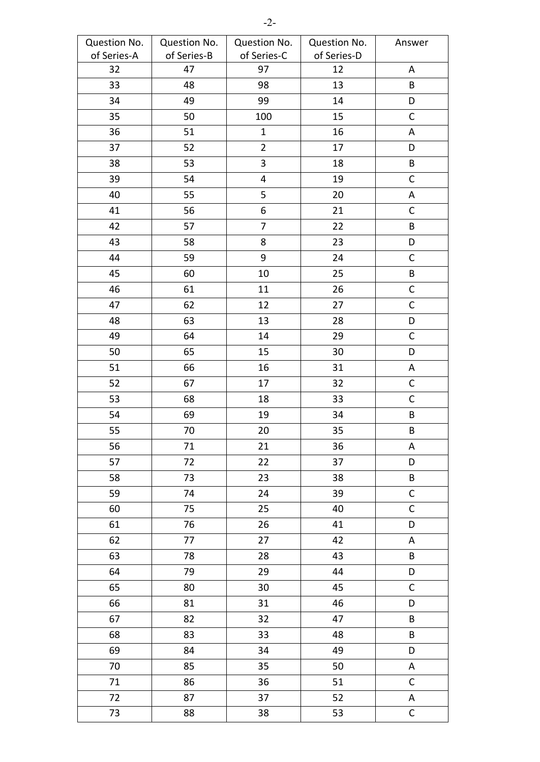| Question No. of Series-A | Question No. of Series-B | Question No. of Series-C | Question No. of Series-D | Answer |
|---|---|---|---|---|
| 32 | 47 | 97 | 12 | A |
| 33 | 48 | 98 | 13 | B |
| 34 | 49 | 99 | 14 | D |
| 35 | 50 | 100 | 15 | C |
| 36 | 51 | 1 | 16 | A |
| 37 | 52 | 2 | 17 | D |
| 38 | 53 | 3 | 18 | B |
| 39 | 54 | 4 | 19 | C |
| 40 | 55 | 5 | 20 | A |
| 41 | 56 | 6 | 21 | C |
| 42 | 57 | 7 | 22 | B |
| 43 | 58 | 8 | 23 | D |
| 44 | 59 | 9 | 24 | C |
| 45 | 60 | 10 | 25 | B |
| 46 | 61 | 11 | 26 | C |
| 47 | 62 | 12 | 27 | C |
| 48 | 63 | 13 | 28 | D |
| 49 | 64 | 14 | 29 | C |
| 50 | 65 | 15 | 30 | D |
| 51 | 66 | 16 | 31 | A |
| 52 | 67 | 17 | 32 | C |
| 53 | 68 | 18 | 33 | C |
| 54 | 69 | 19 | 34 | B |
| 55 | 70 | 20 | 35 | B |
| 56 | 71 | 21 | 36 | A |
| 57 | 72 | 22 | 37 | D |
| 58 | 73 | 23 | 38 | B |
| 59 | 74 | 24 | 39 | C |
| 60 | 75 | 25 | 40 | C |
| 61 | 76 | 26 | 41 | D |
| 62 | 77 | 27 | 42 | A |
| 63 | 78 | 28 | 43 | B |
| 64 | 79 | 29 | 44 | D |
| 65 | 80 | 30 | 45 | C |
| 66 | 81 | 31 | 46 | D |
| 67 | 82 | 32 | 47 | B |
| 68 | 83 | 33 | 48 | B |
| 69 | 84 | 34 | 49 | D |
| 70 | 85 | 35 | 50 | A |
| 71 | 86 | 36 | 51 | C |
| 72 | 87 | 37 | 52 | A |
| 73 | 88 | 38 | 53 | C |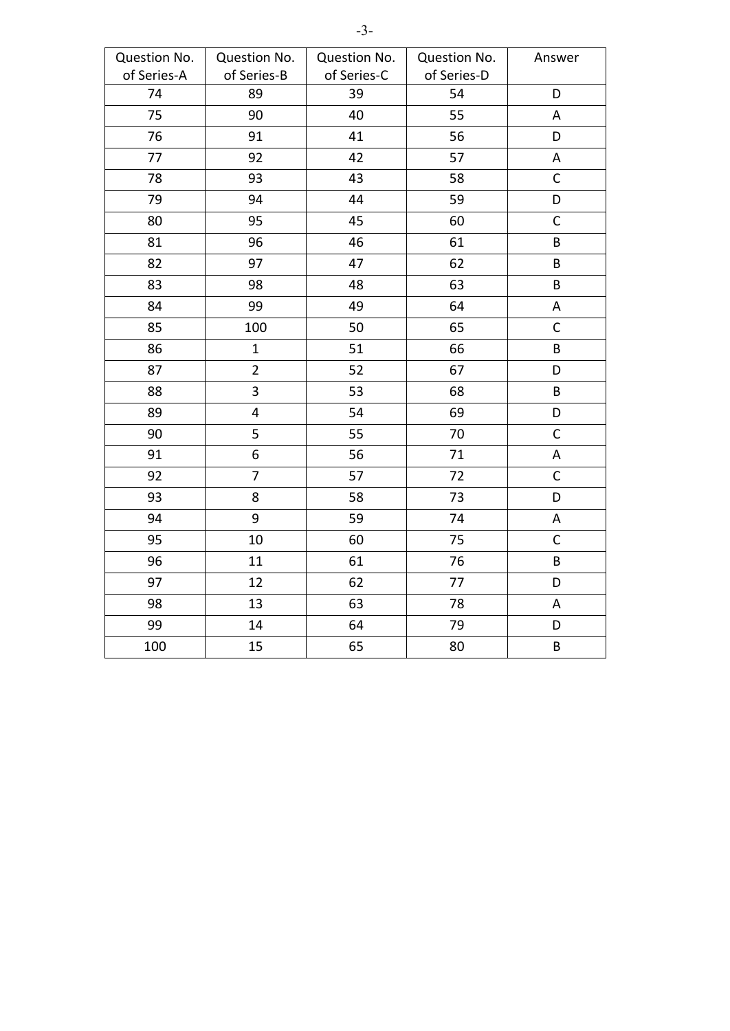| Question No. of Series-A | Question No. of Series-B | Question No. of Series-C | Question No. of Series-D | Answer |
|---|---|---|---|---|
| 74 | 89 | 39 | 54 | D |
| 75 | 90 | 40 | 55 | A |
| 76 | 91 | 41 | 56 | D |
| 77 | 92 | 42 | 57 | A |
| 78 | 93 | 43 | 58 | C |
| 79 | 94 | 44 | 59 | D |
| 80 | 95 | 45 | 60 | C |
| 81 | 96 | 46 | 61 | B |
| 82 | 97 | 47 | 62 | B |
| 83 | 98 | 48 | 63 | B |
| 84 | 99 | 49 | 64 | A |
| 85 | 100 | 50 | 65 | C |
| 86 | 1 | 51 | 66 | B |
| 87 | 2 | 52 | 67 | D |
| 88 | 3 | 53 | 68 | B |
| 89 | 4 | 54 | 69 | D |
| 90 | 5 | 55 | 70 | C |
| 91 | 6 | 56 | 71 | A |
| 92 | 7 | 57 | 72 | C |
| 93 | 8 | 58 | 73 | D |
| 94 | 9 | 59 | 74 | A |
| 95 | 10 | 60 | 75 | C |
| 96 | 11 | 61 | 76 | B |
| 97 | 12 | 62 | 77 | D |
| 98 | 13 | 63 | 78 | A |
| 99 | 14 | 64 | 79 | D |
| 100 | 15 | 65 | 80 | B |